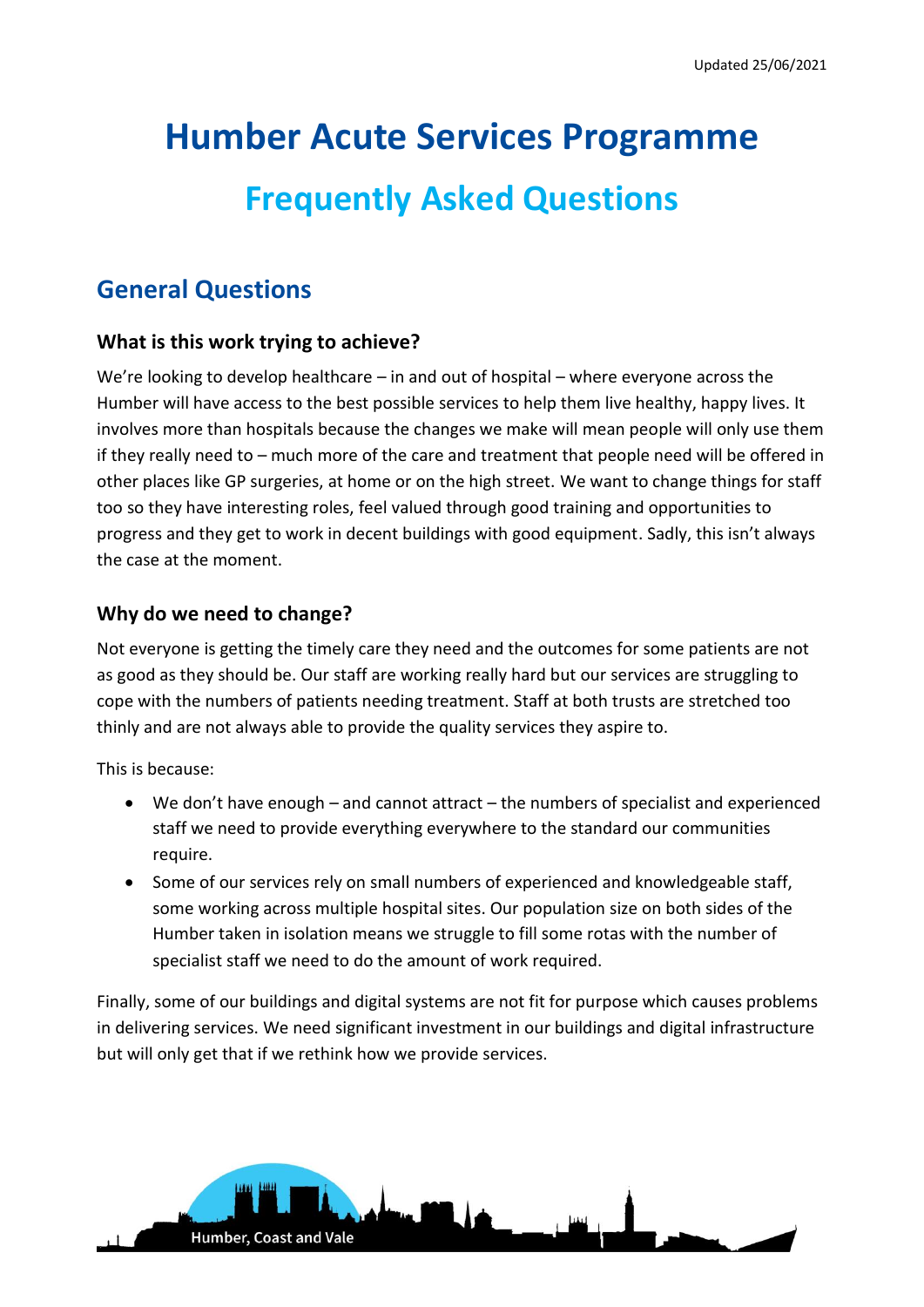Updated 25/06/2021

# Humber Acute Services Programme

## Frequently Asked Questions

## General Questions

### What is this work trying to achieve?

We're looking to develop healthcare – in and out of hospital – where everyone across the Humber will have access to the best possible services to help them live healthy, happy lives. It involves more than hospitals because the changes we make will mean people will only use them if they really need to – much more of the care and treatment that people need will be offered in other places like GP surgeries, at home or on the high street. We want to change things for staff too so they have interesting roles, feel valued through good training and opportunities to progress and they get to work in decent buildings with good equipment. Sadly, this isn't always the case at the moment.

### Why do we need to change?

Not everyone is getting the timely care they need and the outcomes for some patients are not as good as they should be. Our staff are working really hard but our services are struggling to cope with the numbers of patients needing treatment. Staff at both trusts are stretched too thinly and are not always able to provide the quality services they aspire to.

This is because:

- We don't have enough – and cannot attract – the numbers of specialist and experienced staff we need to provide everything everywhere to the standard our communities require.
- Some of our services rely on small numbers of experienced and knowledgeable staff, some working across multiple hospital sites. Our population size on both sides of the Humber taken in isolation means we struggle to fill some rotas with the number of specialist staff we need to do the amount of work required.

Finally, some of our buildings and digital systems are not fit for purpose which causes problems in delivering services. We need significant investment in our buildings and digital infrastructure but will only get that if we rethink how we provide services.

Humber, Coast and Vale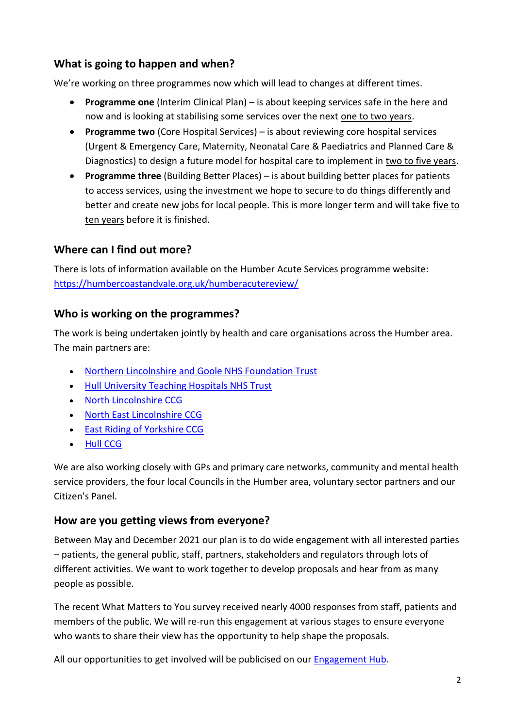## What is going to happen and when?

We're working on three programmes now which will lead to changes at different times.

- **Programme one** (Interim Clinical Plan) – is about keeping services safe in the here and now and is looking at stabilising some services over the next one to two years.
- **Programme two** (Core Hospital Services) – is about reviewing core hospital services (Urgent & Emergency Care, Maternity, Neonatal Care & Paediatrics and Planned Care & Diagnostics) to design a future model for hospital care to implement in two to five years.
- **Programme three** (Building Better Places) – is about building better places for patients to access services, using the investment we hope to secure to do things differently and better and create new jobs for local people. This is more longer term and will take five to ten years before it is finished.

## Where can I find out more?

There is lots of information available on the Humber Acute Services programme website: https://humbercoastandvale.org.uk/humberacutereview/

## Who is working on the programmes?

The work is being undertaken jointly by health and care organisations across the Humber area. The main partners are:

- Northern Lincolnshire and Goole NHS Foundation Trust
- Hull University Teaching Hospitals NHS Trust
- North Lincolnshire CCG
- North East Lincolnshire CCG
- East Riding of Yorkshire CCG
- Hull CCG

We are also working closely with GPs and primary care networks, community and mental health service providers, the four local Councils in the Humber area, voluntary sector partners and our Citizen's Panel.

## How are you getting views from everyone?

Between May and December 2021 our plan is to do wide engagement with all interested parties – patients, the general public, staff, partners, stakeholders and regulators through lots of different activities. We want to work together to develop proposals and hear from as many people as possible.

The recent What Matters to You survey received nearly 4000 responses from staff, patients and members of the public. We will re-run this engagement at various stages to ensure everyone who wants to share their view has the opportunity to help shape the proposals.

All our opportunities to get involved will be publicised on our Engagement Hub.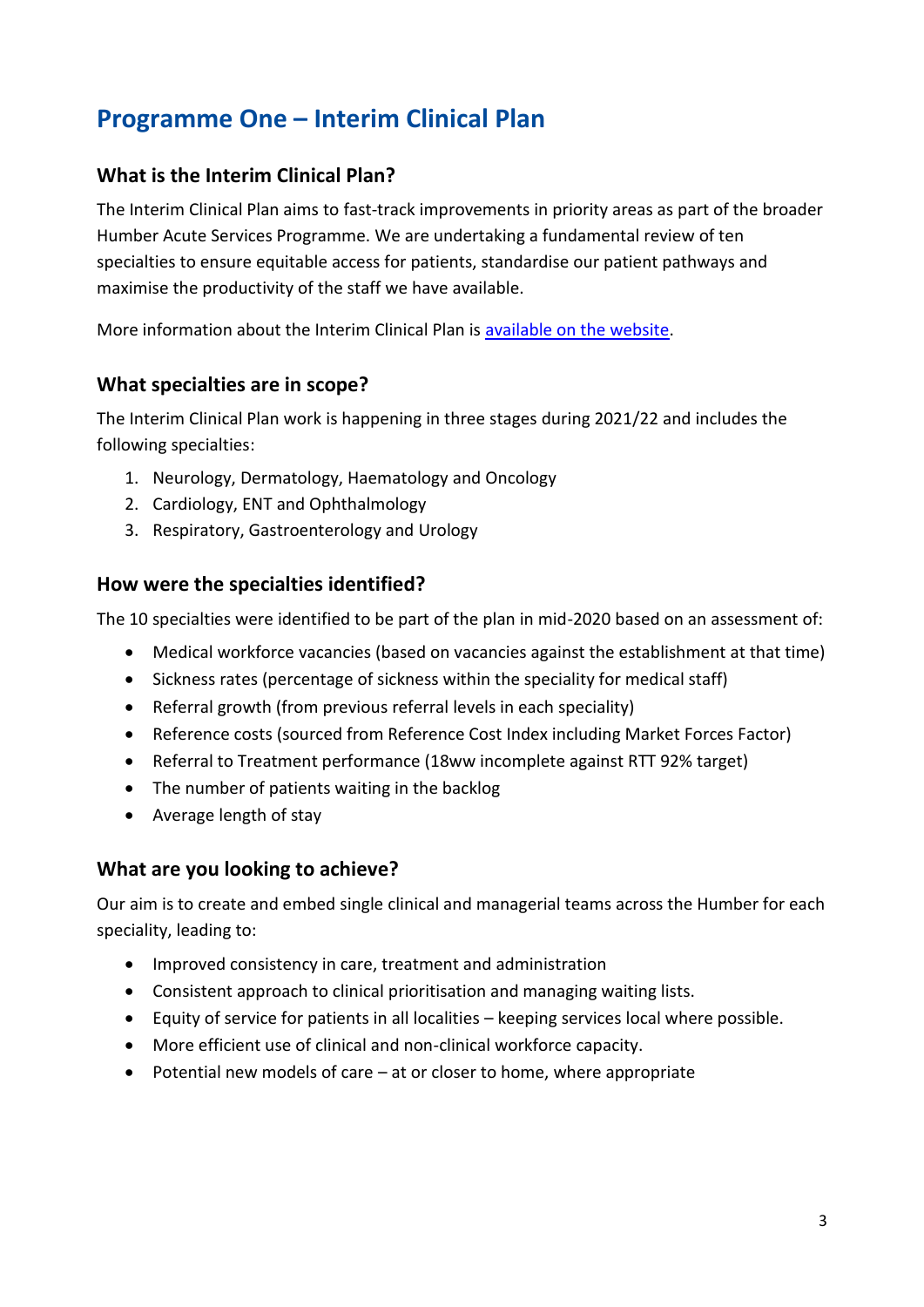## Programme One – Interim Clinical Plan

### What is the Interim Clinical Plan?

The Interim Clinical Plan aims to fast-track improvements in priority areas as part of the broader Humber Acute Services Programme. We are undertaking a fundamental review of ten specialties to ensure equitable access for patients, standardise our patient pathways and maximise the productivity of the staff we have available.

More information about the Interim Clinical Plan is [available on the website](#).

### What specialties are in scope?

The Interim Clinical Plan work is happening in three stages during 2021/22 and includes the following specialties:

1. Neurology, Dermatology, Haematology and Oncology
2. Cardiology, ENT and Ophthalmology
3. Respiratory, Gastroenterology and Urology

### How were the specialties identified?

The 10 specialties were identified to be part of the plan in mid-2020 based on an assessment of:

- Medical workforce vacancies (based on vacancies against the establishment at that time)
- Sickness rates (percentage of sickness within the speciality for medical staff)
- Referral growth (from previous referral levels in each speciality)
- Reference costs (sourced from Reference Cost Index including Market Forces Factor)
- Referral to Treatment performance (18ww incomplete against RTT 92% target)
- The number of patients waiting in the backlog
- Average length of stay

### What are you looking to achieve?

Our aim is to create and embed single clinical and managerial teams across the Humber for each speciality, leading to:

- Improved consistency in care, treatment and administration
- Consistent approach to clinical prioritisation and managing waiting lists.
- Equity of service for patients in all localities – keeping services local where possible.
- More efficient use of clinical and non-clinical workforce capacity.
- Potential new models of care – at or closer to home, where appropriate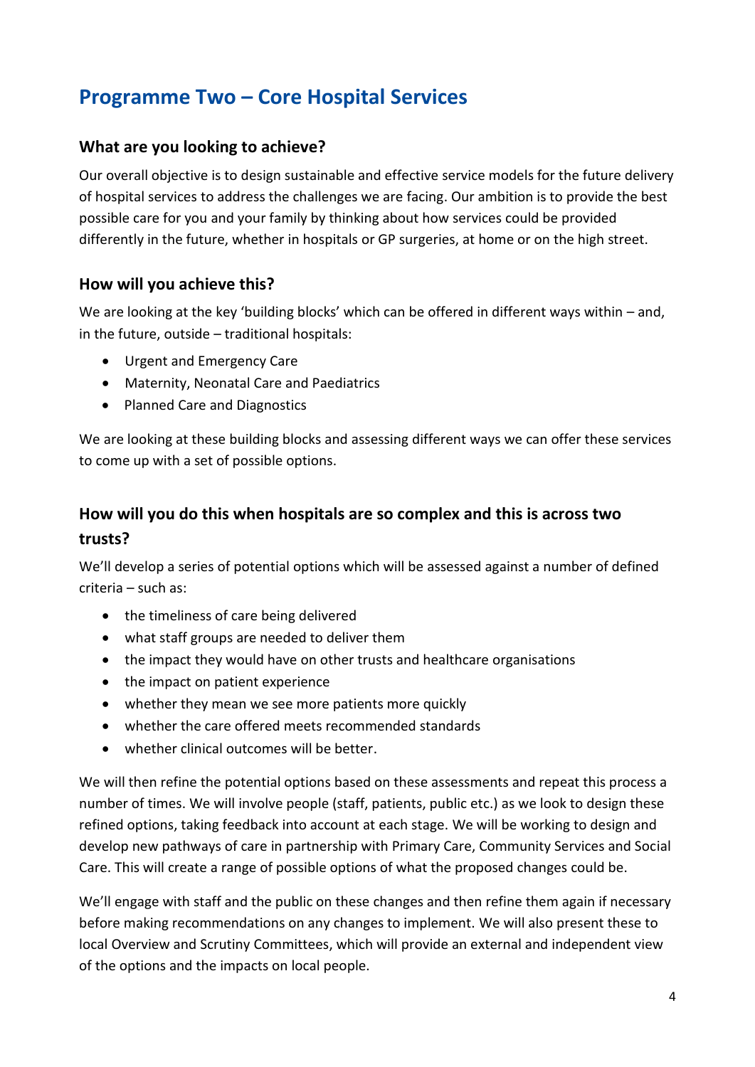# Programme Two – Core Hospital Services

## What are you looking to achieve?

Our overall objective is to design sustainable and effective service models for the future delivery of hospital services to address the challenges we are facing. Our ambition is to provide the best possible care for you and your family by thinking about how services could be provided differently in the future, whether in hospitals or GP surgeries, at home or on the high street.

## How will you achieve this?

We are looking at the key 'building blocks' which can be offered in different ways within – and, in the future, outside – traditional hospitals:

- Urgent and Emergency Care
- Maternity, Neonatal Care and Paediatrics
- Planned Care and Diagnostics

We are looking at these building blocks and assessing different ways we can offer these services to come up with a set of possible options.

## How will you do this when hospitals are so complex and this is across two trusts?

We'll develop a series of potential options which will be assessed against a number of defined criteria – such as:

- the timeliness of care being delivered
- what staff groups are needed to deliver them
- the impact they would have on other trusts and healthcare organisations
- the impact on patient experience
- whether they mean we see more patients more quickly
- whether the care offered meets recommended standards
- whether clinical outcomes will be better.

We will then refine the potential options based on these assessments and repeat this process a number of times. We will involve people (staff, patients, public etc.) as we look to design these refined options, taking feedback into account at each stage. We will be working to design and develop new pathways of care in partnership with Primary Care, Community Services and Social Care. This will create a range of possible options of what the proposed changes could be.

We'll engage with staff and the public on these changes and then refine them again if necessary before making recommendations on any changes to implement. We will also present these to local Overview and Scrutiny Committees, which will provide an external and independent view of the options and the impacts on local people.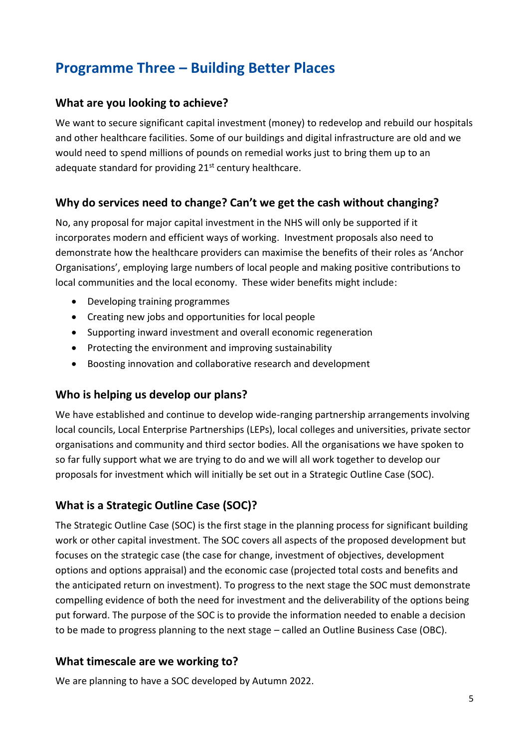## Programme Three – Building Better Places

### What are you looking to achieve?

We want to secure significant capital investment (money) to redevelop and rebuild our hospitals and other healthcare facilities. Some of our buildings and digital infrastructure are old and we would need to spend millions of pounds on remedial works just to bring them up to an adequate standard for providing 21st century healthcare.

### Why do services need to change? Can't we get the cash without changing?

No, any proposal for major capital investment in the NHS will only be supported if it incorporates modern and efficient ways of working. Investment proposals also need to demonstrate how the healthcare providers can maximise the benefits of their roles as 'Anchor Organisations', employing large numbers of local people and making positive contributions to local communities and the local economy. These wider benefits might include:

- Developing training programmes
- Creating new jobs and opportunities for local people
- Supporting inward investment and overall economic regeneration
- Protecting the environment and improving sustainability
- Boosting innovation and collaborative research and development

### Who is helping us develop our plans?

We have established and continue to develop wide-ranging partnership arrangements involving local councils, Local Enterprise Partnerships (LEPs), local colleges and universities, private sector organisations and community and third sector bodies. All the organisations we have spoken to so far fully support what we are trying to do and we will all work together to develop our proposals for investment which will initially be set out in a Strategic Outline Case (SOC).

### What is a Strategic Outline Case (SOC)?

The Strategic Outline Case (SOC) is the first stage in the planning process for significant building work or other capital investment. The SOC covers all aspects of the proposed development but focuses on the strategic case (the case for change, investment of objectives, development options and options appraisal) and the economic case (projected total costs and benefits and the anticipated return on investment). To progress to the next stage the SOC must demonstrate compelling evidence of both the need for investment and the deliverability of the options being put forward. The purpose of the SOC is to provide the information needed to enable a decision to be made to progress planning to the next stage – called an Outline Business Case (OBC).

### What timescale are we working to?

We are planning to have a SOC developed by Autumn 2022.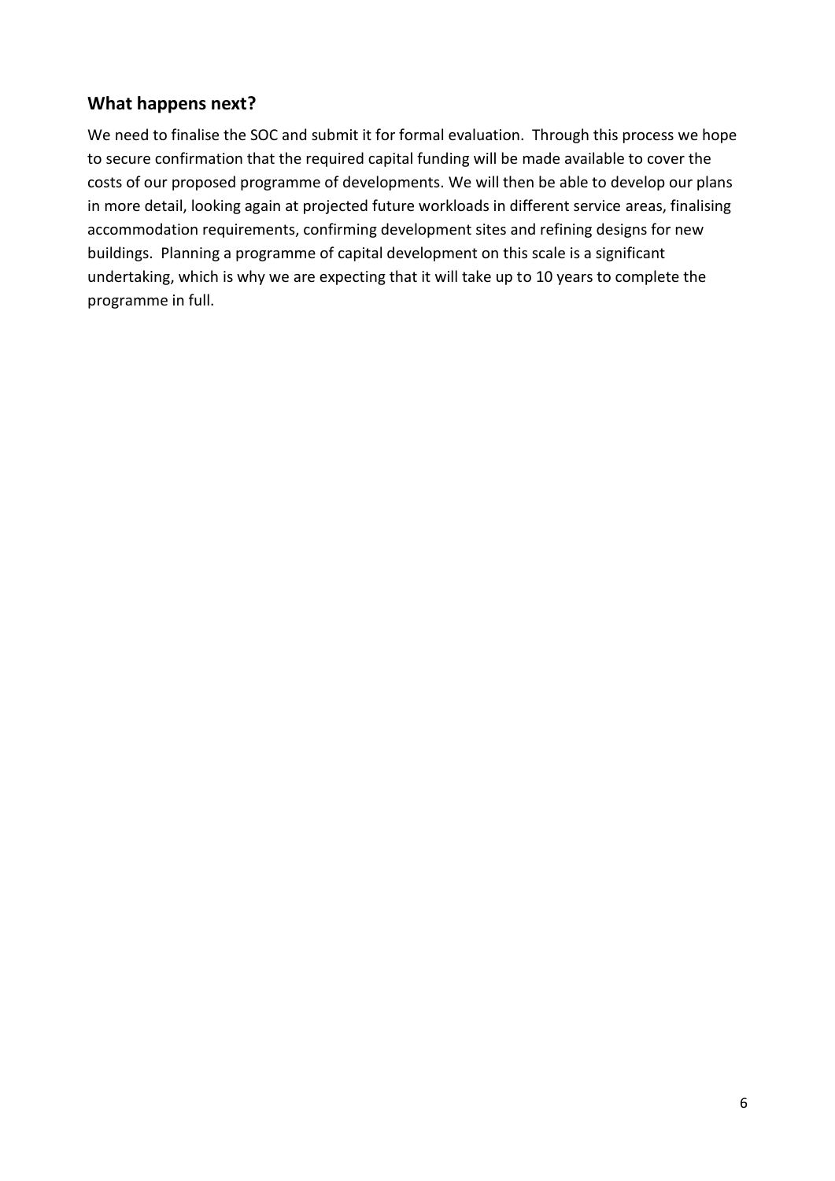## What happens next?

We need to finalise the SOC and submit it for formal evaluation. Through this process we hope to secure confirmation that the required capital funding will be made available to cover the costs of our proposed programme of developments. We will then be able to develop our plans in more detail, looking again at projected future workloads in different service areas, finalising accommodation requirements, confirming development sites and refining designs for new buildings. Planning a programme of capital development on this scale is a significant undertaking, which is why we are expecting that it will take up to 10 years to complete the programme in full.